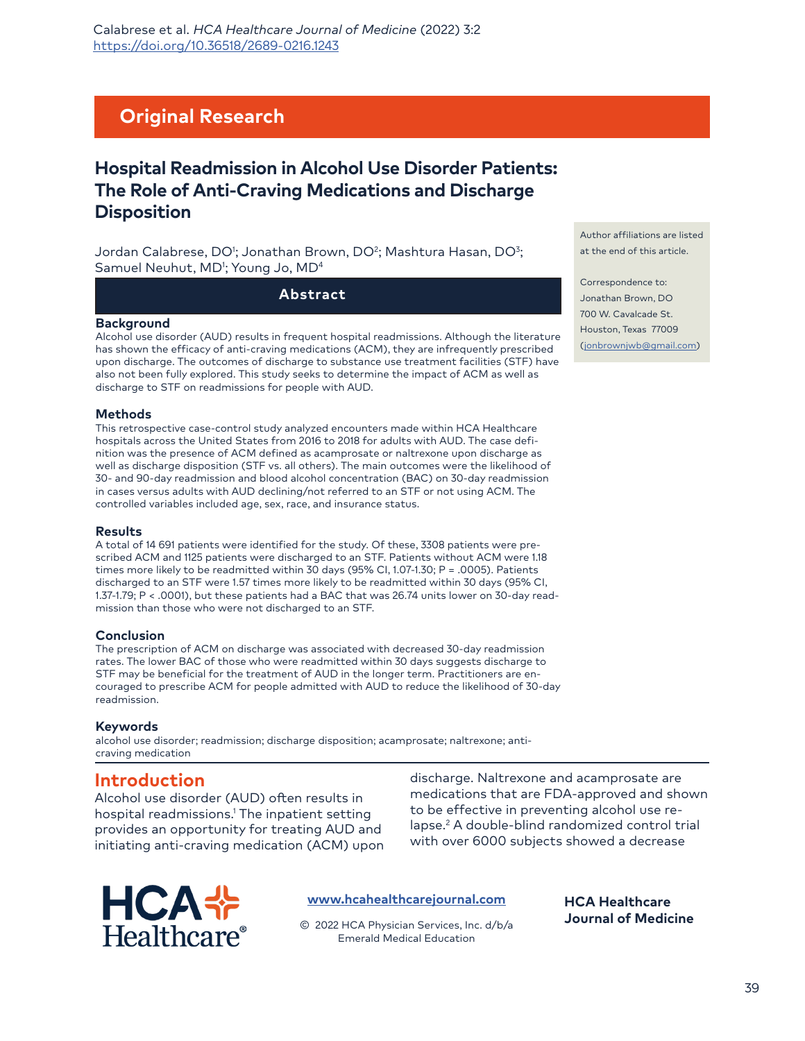Original Research

# Hospital Readmission in Alcohol Use Disorder Patients: The Role of Anti-Craving Medications and Discharge Disposition

Jordan Calabrese, DO[1]; Jonathan Brown, DO[2]; Mashtura Hasan, DO[3]; Samuel Neuhut, MD[1]; Young Jo, MD[4]

Author affiliations are listed at the end of this article.

Correspondence to:
Jonathan Brown, DO
700 W. Cavalcade St.
Houston, Texas 77009
(jonbrownjwb@gmail.com)

## Abstract

### Background

Alcohol use disorder (AUD) results in frequent hospital readmissions. Although the literature has shown the efficacy of anti-craving medications (ACM), they are infrequently prescribed upon discharge. The outcomes of discharge to substance use treatment facilities (STF) have also not been fully explored. This study seeks to determine the impact of ACM as well as discharge to STF on readmissions for people with AUD.

### Methods

This retrospective case-control study analyzed encounters made within HCA Healthcare hospitals across the United States from 2016 to 2018 for adults with AUD. The case definition was the presence of ACM defined as acamprosate or naltrexone upon discharge as well as discharge disposition (STF vs. all others). The main outcomes were the likelihood of 30- and 90-day readmission and blood alcohol concentration (BAC) on 30-day readmission in cases versus adults with AUD declining/not referred to an STF or not using ACM. The controlled variables included age, sex, race, and insurance status.

### Results

A total of 14 691 patients were identified for the study. Of these, 3308 patients were prescribed ACM and 1125 patients were discharged to an STF. Patients without ACM were 1.18 times more likely to be readmitted within 30 days (95% CI, 1.07-1.30; P = .0005). Patients discharged to an STF were 1.57 times more likely to be readmitted within 30 days (95% CI, 1.37-1.79; P < .0001), but these patients had a BAC that was 26.74 units lower on 30-day readmission than those who were not discharged to an STF.

### Conclusion

The prescription of ACM on discharge was associated with decreased 30-day readmission rates. The lower BAC of those who were readmitted within 30 days suggests discharge to STF may be beneficial for the treatment of AUD in the longer term. Practitioners are encouraged to prescribe ACM for people admitted with AUD to reduce the likelihood of 30-day readmission.

### Keywords

alcohol use disorder; readmission; discharge disposition; acamprosate; naltrexone; anti-craving medication

## Introduction

Alcohol use disorder (AUD) often results in hospital readmissions.[1] The inpatient setting provides an opportunity for treating AUD and initiating anti-craving medication (ACM) upon discharge. Naltrexone and acamprosate are medications that are FDA-approved and shown to be effective in preventing alcohol use relapse.[2] A double-blind randomized control trial with over 6000 subjects showed a decrease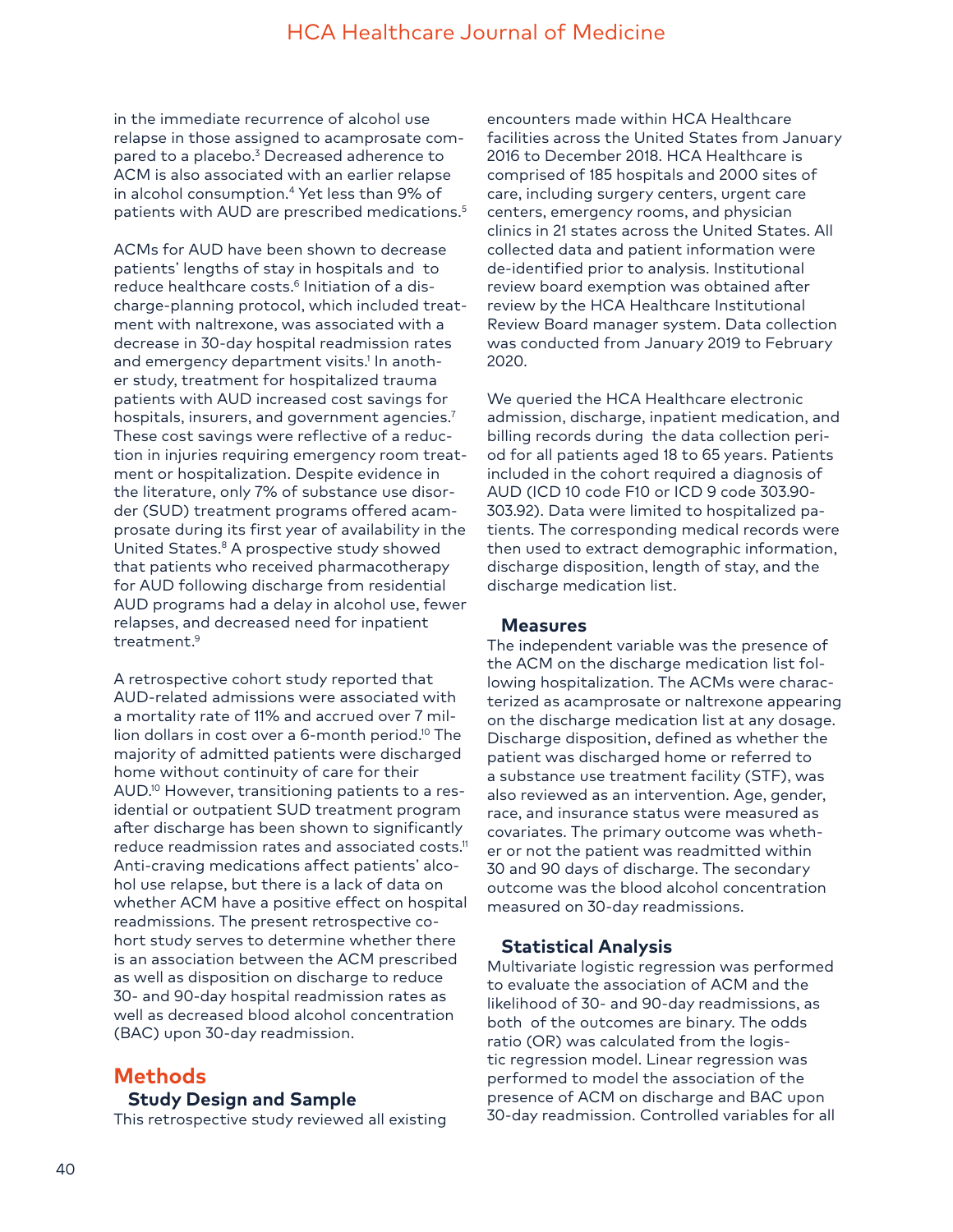in the immediate recurrence of alcohol use relapse in those assigned to acamprosate compared to a placebo.[3] Decreased adherence to ACM is also associated with an earlier relapse in alcohol consumption.[4] Yet less than 9% of patients with AUD are prescribed medications.[5]

ACMs for AUD have been shown to decrease patients' lengths of stay in hospitals and to reduce healthcare costs.[6] Initiation of a discharge-planning protocol, which included treatment with naltrexone, was associated with a decrease in 30-day hospital readmission rates and emergency department visits.[1] In another study, treatment for hospitalized trauma patients with AUD increased cost savings for hospitals, insurers, and government agencies.[7] These cost savings were reflective of a reduction in injuries requiring emergency room treatment or hospitalization. Despite evidence in the literature, only 7% of substance use disorder (SUD) treatment programs offered acamprosate during its first year of availability in the United States.[8] A prospective study showed that patients who received pharmacotherapy for AUD following discharge from residential AUD programs had a delay in alcohol use, fewer relapses, and decreased need for inpatient treatment.[9]

A retrospective cohort study reported that AUD-related admissions were associated with a mortality rate of 11% and accrued over 7 million dollars in cost over a 6-month period.[10] The majority of admitted patients were discharged home without continuity of care for their AUD.[10] However, transitioning patients to a residential or outpatient SUD treatment program after discharge has been shown to significantly reduce readmission rates and associated costs.[11] Anti-craving medications affect patients' alcohol use relapse, but there is a lack of data on whether ACM have a positive effect on hospital readmissions. The present retrospective cohort study serves to determine whether there is an association between the ACM prescribed as well as disposition on discharge to reduce 30- and 90-day hospital readmission rates as well as decreased blood alcohol concentration (BAC) upon 30-day readmission.

## Methods

### Study Design and Sample

This retrospective study reviewed all existing encounters made within HCA Healthcare facilities across the United States from January 2016 to December 2018. HCA Healthcare is comprised of 185 hospitals and 2000 sites of care, including surgery centers, urgent care centers, emergency rooms, and physician clinics in 21 states across the United States. All collected data and patient information were de-identified prior to analysis. Institutional review board exemption was obtained after review by the HCA Healthcare Institutional Review Board manager system. Data collection was conducted from January 2019 to February 2020.

We queried the HCA Healthcare electronic admission, discharge, inpatient medication, and billing records during the data collection period for all patients aged 18 to 65 years. Patients included in the cohort required a diagnosis of AUD (ICD 10 code F10 or ICD 9 code 303.90-303.92). Data were limited to hospitalized patients. The corresponding medical records were then used to extract demographic information, discharge disposition, length of stay, and the discharge medication list.

### Measures

The independent variable was the presence of the ACM on the discharge medication list following hospitalization. The ACMs were characterized as acamprosate or naltrexone appearing on the discharge medication list at any dosage. Discharge disposition, defined as whether the patient was discharged home or referred to a substance use treatment facility (STF), was also reviewed as an intervention. Age, gender, race, and insurance status were measured as covariates. The primary outcome was whether or not the patient was readmitted within 30 and 90 days of discharge. The secondary outcome was the blood alcohol concentration measured on 30-day readmissions.

### Statistical Analysis

Multivariate logistic regression was performed to evaluate the association of ACM and the likelihood of 30- and 90-day readmissions, as both of the outcomes are binary. The odds ratio (OR) was calculated from the logistic regression model. Linear regression was performed to model the association of the presence of ACM on discharge and BAC upon 30-day readmission. Controlled variables for all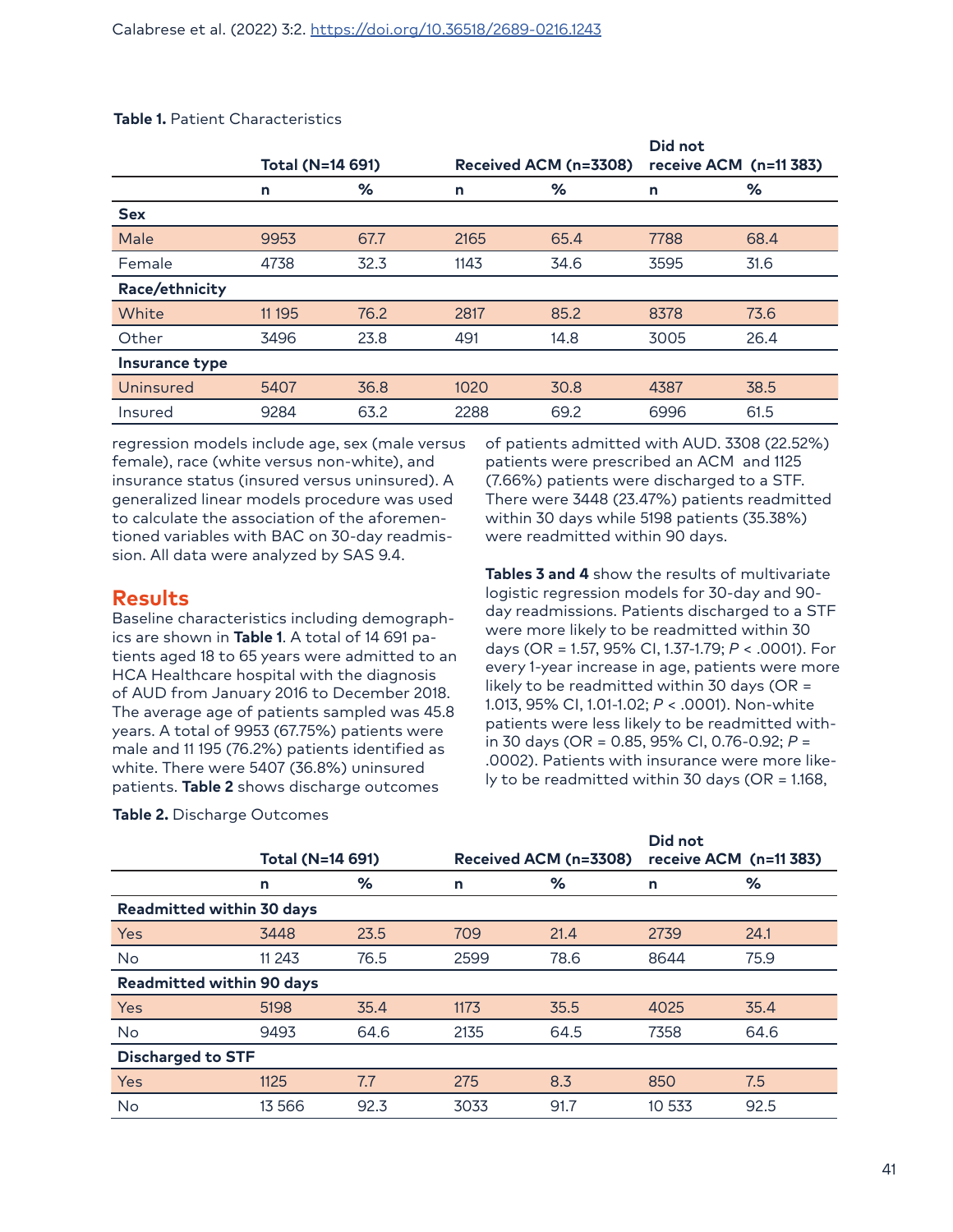**Table 1.** Patient Characteristics

| | Total (N=14 691) | | Received ACM (n=3308) | | Did not receive ACM (n=11 383) | |
|---|---|---|---|---|---|---|
| | n | % | n | % | n | % |
| **Sex** | | | | | | |
| Male | 9953 | 67.7 | 2165 | 65.4 | 7788 | 68.4 |
| Female | 4738 | 32.3 | 1143 | 34.6 | 3595 | 31.6 |
| **Race/ethnicity** | | | | | | |
| White | 11 195 | 76.2 | 2817 | 85.2 | 8378 | 73.6 |
| Other | 3496 | 23.8 | 491 | 14.8 | 3005 | 26.4 |
| **Insurance type** | | | | | | |
| Uninsured | 5407 | 36.8 | 1020 | 30.8 | 4387 | 38.5 |
| Insured | 9284 | 63.2 | 2288 | 69.2 | 6996 | 61.5 |

regression models include age, sex (male versus female), race (white versus non-white), and insurance status (insured versus uninsured). A generalized linear models procedure was used to calculate the association of the aforementioned variables with BAC on 30-day readmission. All data were analyzed by SAS 9.4.

## Results

Baseline characteristics including demographics are shown in **Table 1**. A total of 14 691 patients aged 18 to 65 years were admitted to an HCA Healthcare hospital with the diagnosis of AUD from January 2016 to December 2018. The average age of patients sampled was 45.8 years. A total of 9953 (67.75%) patients were male and 11 195 (76.2%) patients identified as white. There were 5407 (36.8%) uninsured patients. **Table 2** shows discharge outcomes of patients admitted with AUD. 3308 (22.52%) patients were prescribed an ACM and 1125 (7.66%) patients were discharged to a STF. There were 3448 (23.47%) patients readmitted within 30 days while 5198 patients (35.38%) were readmitted within 90 days.

**Tables 3 and 4** show the results of multivariate logistic regression models for 30-day and 90-day readmissions. Patients discharged to a STF were more likely to be readmitted within 30 days (OR = 1.57, 95% CI, 1.37-1.79; *P* < .0001). For every 1-year increase in age, patients were more likely to be readmitted within 30 days (OR = 1.013, 95% CI, 1.01-1.02; *P* < .0001). Non-white patients were less likely to be readmitted within 30 days (OR = 0.85, 95% CI, 0.76-0.92; *P* = .0002). Patients with insurance were more likely to be readmitted within 30 days (OR = 1.168,

**Table 2.** Discharge Outcomes

| | Total (N=14 691) | | Received ACM (n=3308) | | Did not receive ACM (n=11 383) | |
|---|---|---|---|---|---|---|
| | n | % | n | % | n | % |
| **Readmitted within 30 days** | | | | | | |
| Yes | 3448 | 23.5 | 709 | 21.4 | 2739 | 24.1 |
| No | 11 243 | 76.5 | 2599 | 78.6 | 8644 | 75.9 |
| **Readmitted within 90 days** | | | | | | |
| Yes | 5198 | 35.4 | 1173 | 35.5 | 4025 | 35.4 |
| No | 9493 | 64.6 | 2135 | 64.5 | 7358 | 64.6 |
| **Discharged to STF** | | | | | | |
| Yes | 1125 | 7.7 | 275 | 8.3 | 850 | 7.5 |
| No | 13 566 | 92.3 | 3033 | 91.7 | 10 533 | 92.5 |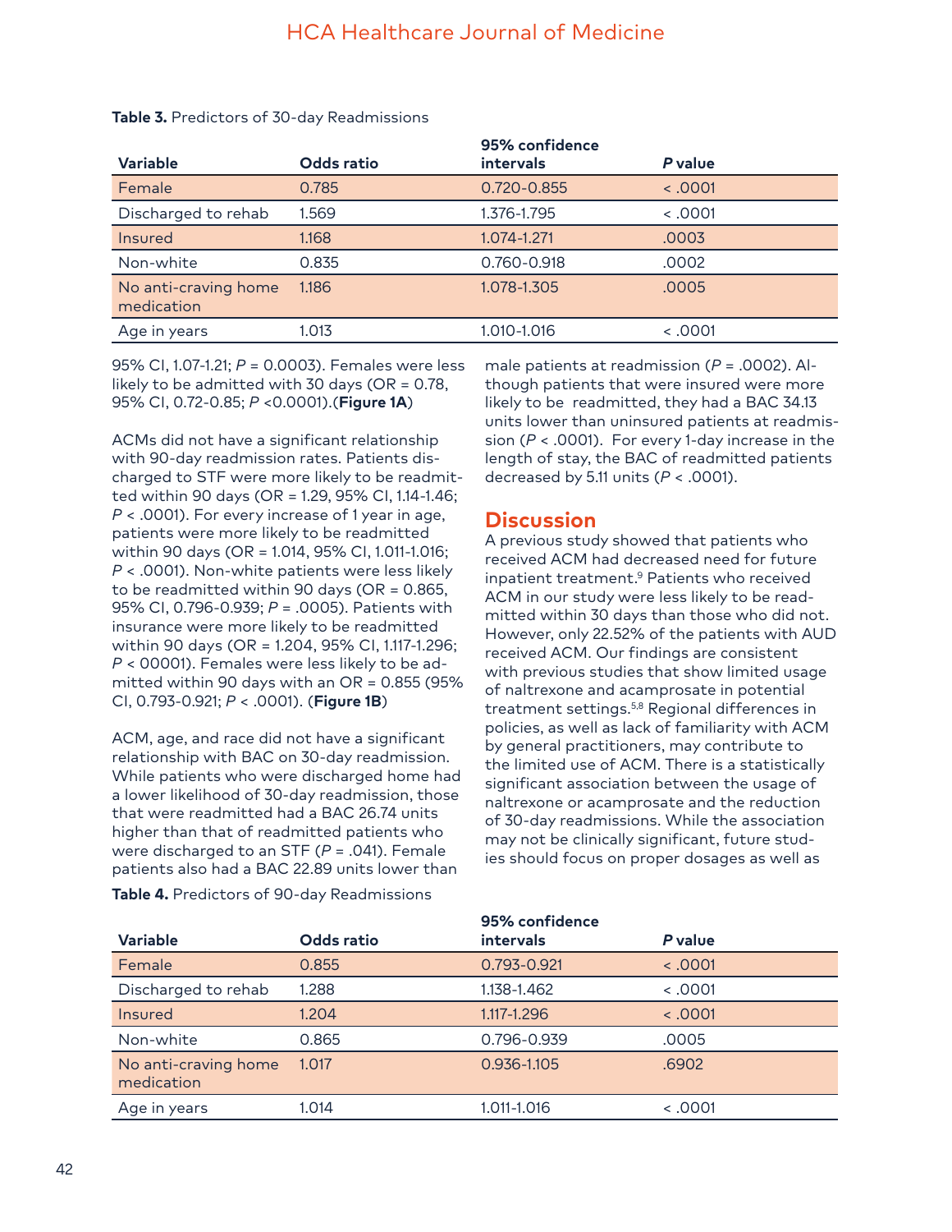**Table 3.** Predictors of 30-day Readmissions

| Variable | Odds ratio | 95% confidence intervals | *P* value |
|---|---|---|---|
| Female | 0.785 | 0.720-0.855 | < .0001 |
| Discharged to rehab | 1.569 | 1.376-1.795 | < .0001 |
| Insured | 1.168 | 1.074-1.271 | .0003 |
| Non-white | 0.835 | 0.760-0.918 | .0002 |
| No anti-craving home medication | 1.186 | 1.078-1.305 | .0005 |
| Age in years | 1.013 | 1.010-1.016 | < .0001 |

95% CI, 1.07-1.21; *P* = 0.0003). Females were less likely to be admitted with 30 days (OR = 0.78, 95% CI, 0.72-0.85; *P* <0.0001).(**Figure 1A**)

ACMs did not have a significant relationship with 90-day readmission rates. Patients discharged to STF were more likely to be readmitted within 90 days (OR = 1.29, 95% CI, 1.14-1.46; *P* < .0001). For every increase of 1 year in age, patients were more likely to be readmitted within 90 days (OR = 1.014, 95% CI, 1.011-1.016; *P* < .0001). Non-white patients were less likely to be readmitted within 90 days (OR = 0.865, 95% CI, 0.796-0.939; *P* = .0005). Patients with insurance were more likely to be readmitted within 90 days (OR = 1.204, 95% CI, 1.117-1.296; *P* < 00001). Females were less likely to be admitted within 90 days with an OR = 0.855 (95% CI, 0.793-0.921; *P* < .0001). (**Figure 1B**)

ACM, age, and race did not have a significant relationship with BAC on 30-day readmission. While patients who were discharged home had a lower likelihood of 30-day readmission, those that were readmitted had a BAC 26.74 units higher than that of readmitted patients who were discharged to an STF (*P* = .041). Female patients also had a BAC 22.89 units lower than male patients at readmission (*P* = .0002). Although patients that were insured were more likely to be readmitted, they had a BAC 34.13 units lower than uninsured patients at readmission (*P* < .0001). For every 1-day increase in the length of stay, the BAC of readmitted patients decreased by 5.11 units (*P* < .0001).

## Discussion

A previous study showed that patients who received ACM had decreased need for future inpatient treatment.[9] Patients who received ACM in our study were less likely to be readmitted within 30 days than those who did not. However, only 22.52% of the patients with AUD received ACM. Our findings are consistent with previous studies that show limited usage of naltrexone and acamprosate in potential treatment settings.[5,8] Regional differences in policies, as well as lack of familiarity with ACM by general practitioners, may contribute to the limited use of ACM. There is a statistically significant association between the usage of naltrexone or acamprosate and the reduction of 30-day readmissions. While the association may not be clinically significant, future studies should focus on proper dosages as well as

**Table 4.** Predictors of 90-day Readmissions

| Variable | Odds ratio | 95% confidence intervals | *P* value |
|---|---|---|---|
| Female | 0.855 | 0.793-0.921 | < .0001 |
| Discharged to rehab | 1.288 | 1.138-1.462 | < .0001 |
| Insured | 1.204 | 1.117-1.296 | < .0001 |
| Non-white | 0.865 | 0.796-0.939 | .0005 |
| No anti-craving home medication | 1.017 | 0.936-1.105 | .6902 |
| Age in years | 1.014 | 1.011-1.016 | < .0001 |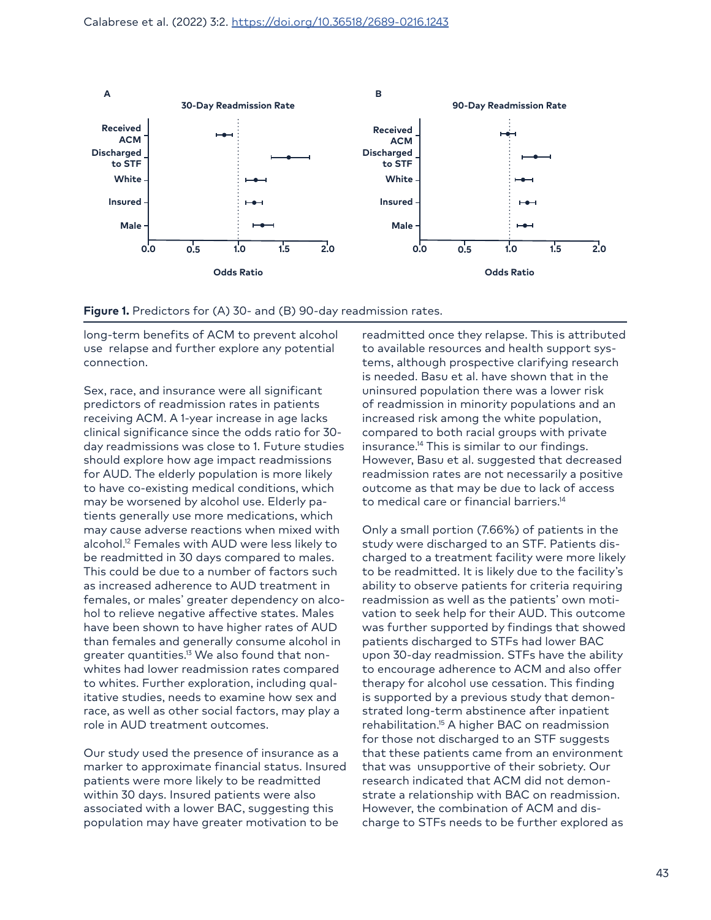**Figure 1.** Predictors for (A) 30- and (B) 90-day readmission rates.

long-term benefits of ACM to prevent alcohol use relapse and further explore any potential connection.

Sex, race, and insurance were all significant predictors of readmission rates in patients receiving ACM. A 1-year increase in age lacks clinical significance since the odds ratio for 30-day readmissions was close to 1. Future studies should explore how age impact readmissions for AUD. The elderly population is more likely to have co-existing medical conditions, which may be worsened by alcohol use. Elderly patients generally use more medications, which may cause adverse reactions when mixed with alcohol.[12] Females with AUD were less likely to be readmitted in 30 days compared to males. This could be due to a number of factors such as increased adherence to AUD treatment in females, or males' greater dependency on alcohol to relieve negative affective states. Males have been shown to have higher rates of AUD than females and generally consume alcohol in greater quantities.[13] We also found that non-whites had lower readmission rates compared to whites. Further exploration, including qualitative studies, needs to examine how sex and race, as well as other social factors, may play a role in AUD treatment outcomes.

Our study used the presence of insurance as a marker to approximate financial status. Insured patients were more likely to be readmitted within 30 days. Insured patients were also associated with a lower BAC, suggesting this population may have greater motivation to be readmitted once they relapse. This is attributed to available resources and health support systems, although prospective clarifying research is needed. Basu et al. have shown that in the uninsured population there was a lower risk of readmission in minority populations and an increased risk among the white population, compared to both racial groups with private insurance.[14] This is similar to our findings. However, Basu et al. suggested that decreased readmission rates are not necessarily a positive outcome as that may be due to lack of access to medical care or financial barriers.[14]

Only a small portion (7.66%) of patients in the study were discharged to an STF. Patients discharged to a treatment facility were more likely to be readmitted. It is likely due to the facility's ability to observe patients for criteria requiring readmission as well as the patients' own motivation to seek help for their AUD. This outcome was further supported by findings that showed patients discharged to STFs had lower BAC upon 30-day readmission. STFs have the ability to encourage adherence to ACM and also offer therapy for alcohol use cessation. This finding is supported by a previous study that demonstrated long-term abstinence after inpatient rehabilitation.[15] A higher BAC on readmission for those not discharged to an STF suggests that these patients came from an environment that was unsupportive of their sobriety. Our research indicated that ACM did not demonstrate a relationship with BAC on readmission. However, the combination of ACM and discharge to STFs needs to be further explored as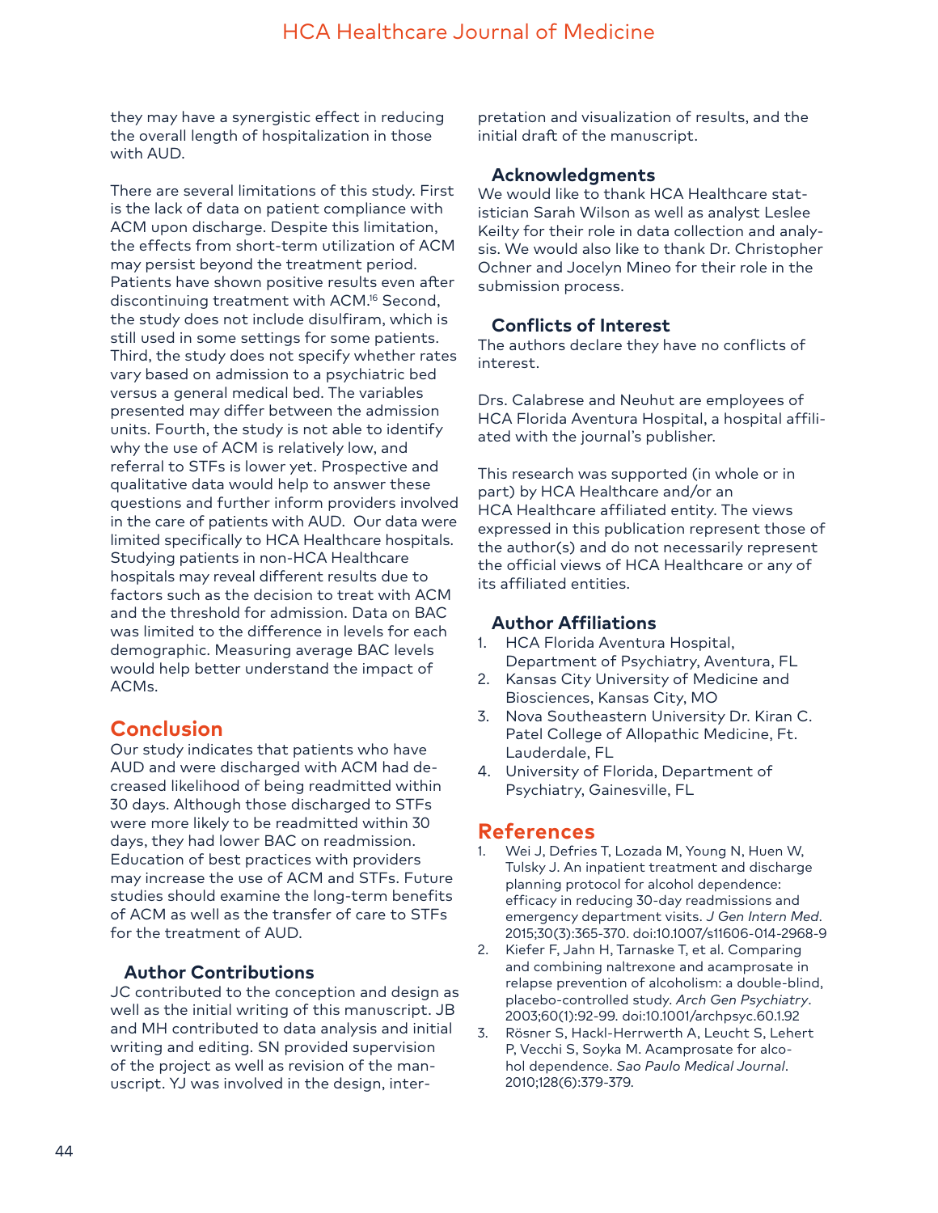they may have a synergistic effect in reducing the overall length of hospitalization in those with AUD.

There are several limitations of this study. First is the lack of data on patient compliance with ACM upon discharge. Despite this limitation, the effects from short-term utilization of ACM may persist beyond the treatment period. Patients have shown positive results even after discontinuing treatment with ACM.[16] Second, the study does not include disulfiram, which is still used in some settings for some patients. Third, the study does not specify whether rates vary based on admission to a psychiatric bed versus a general medical bed. The variables presented may differ between the admission units. Fourth, the study is not able to identify why the use of ACM is relatively low, and referral to STFs is lower yet. Prospective and qualitative data would help to answer these questions and further inform providers involved in the care of patients with AUD. Our data were limited specifically to HCA Healthcare hospitals. Studying patients in non-HCA Healthcare hospitals may reveal different results due to factors such as the decision to treat with ACM and the threshold for admission. Data on BAC was limited to the difference in levels for each demographic. Measuring average BAC levels would help better understand the impact of ACMs.

## Conclusion

Our study indicates that patients who have AUD and were discharged with ACM had decreased likelihood of being readmitted within 30 days. Although those discharged to STFs were more likely to be readmitted within 30 days, they had lower BAC on readmission. Education of best practices with providers may increase the use of ACM and STFs. Future studies should examine the long-term benefits of ACM as well as the transfer of care to STFs for the treatment of AUD.

### Author Contributions

JC contributed to the conception and design as well as the initial writing of this manuscript. JB and MH contributed to data analysis and initial writing and editing. SN provided supervision of the project as well as revision of the manuscript. YJ was involved in the design, interpretation and visualization of results, and the initial draft of the manuscript.

### Acknowledgments

We would like to thank HCA Healthcare statistician Sarah Wilson as well as analyst Leslee Keilty for their role in data collection and analysis. We would also like to thank Dr. Christopher Ochner and Jocelyn Mineo for their role in the submission process.

### Conflicts of Interest

The authors declare they have no conflicts of interest.

Drs. Calabrese and Neuhut are employees of HCA Florida Aventura Hospital, a hospital affiliated with the journal's publisher.

This research was supported (in whole or in part) by HCA Healthcare and/or an HCA Healthcare affiliated entity. The views expressed in this publication represent those of the author(s) and do not necessarily represent the official views of HCA Healthcare or any of its affiliated entities.

### Author Affiliations

1. HCA Florida Aventura Hospital, Department of Psychiatry, Aventura, FL
2. Kansas City University of Medicine and Biosciences, Kansas City, MO
3. Nova Southeastern University Dr. Kiran C. Patel College of Allopathic Medicine, Ft. Lauderdale, FL
4. University of Florida, Department of Psychiatry, Gainesville, FL

## References

1. Wei J, Defries T, Lozada M, Young N, Huen W, Tulsky J. An inpatient treatment and discharge planning protocol for alcohol dependence: efficacy in reducing 30-day readmissions and emergency department visits. *J Gen Intern Med*. 2015;30(3):365-370. doi:10.1007/s11606-014-2968-9
2. Kiefer F, Jahn H, Tarnaske T, et al. Comparing and combining naltrexone and acamprosate in relapse prevention of alcoholism: a double-blind, placebo-controlled study. *Arch Gen Psychiatry*. 2003;60(1):92-99. doi:10.1001/archpsyc.60.1.92
3. Rösner S, Hackl-Herrwerth A, Leucht S, Lehert P, Vecchi S, Soyka M. Acamprosate for alcohol dependence. *Sao Paulo Medical Journal*. 2010;128(6):379-379.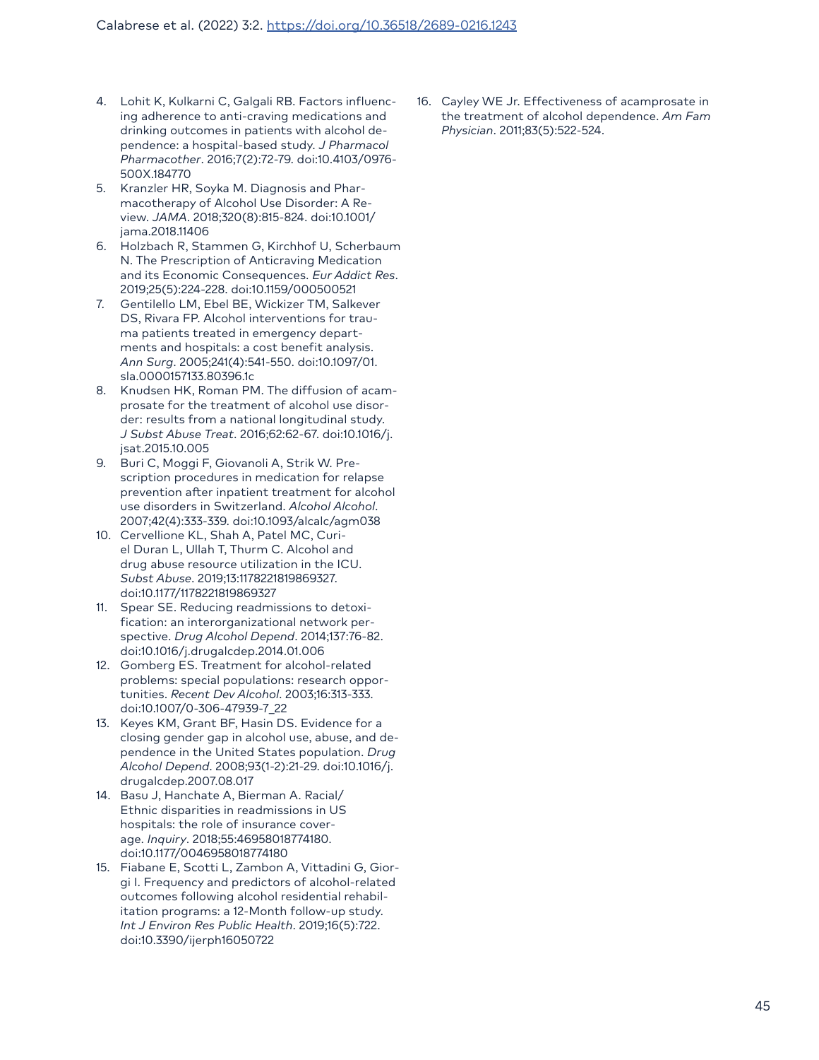4. Lohit K, Kulkarni C, Galgali RB. Factors influencing adherence to anti-craving medications and drinking outcomes in patients with alcohol dependence: a hospital-based study. *J Pharmacol Pharmacother*. 2016;7(2):72-79. doi:10.4103/0976-500X.184770
5. Kranzler HR, Soyka M. Diagnosis and Pharmacotherapy of Alcohol Use Disorder: A Review. *JAMA*. 2018;320(8):815-824. doi:10.1001/jama.2018.11406
6. Holzbach R, Stammen G, Kirchhof U, Scherbaum N. The Prescription of Anticraving Medication and its Economic Consequences. *Eur Addict Res*. 2019;25(5):224-228. doi:10.1159/000500521
7. Gentilello LM, Ebel BE, Wickizer TM, Salkever DS, Rivara FP. Alcohol interventions for trauma patients treated in emergency departments and hospitals: a cost benefit analysis. *Ann Surg*. 2005;241(4):541-550. doi:10.1097/01.sla.0000157133.80396.1c
8. Knudsen HK, Roman PM. The diffusion of acamprosate for the treatment of alcohol use disorder: results from a national longitudinal study. *J Subst Abuse Treat*. 2016;62:62-67. doi:10.1016/j.jsat.2015.10.005
9. Buri C, Moggi F, Giovanoli A, Strik W. Prescription procedures in medication for relapse prevention after inpatient treatment for alcohol use disorders in Switzerland. *Alcohol Alcohol*. 2007;42(4):333-339. doi:10.1093/alcalc/agm038
10. Cervellione KL, Shah A, Patel MC, Curiel Duran L, Ullah T, Thurm C. Alcohol and drug abuse resource utilization in the ICU. *Subst Abuse*. 2019;13:1178221819869327. doi:10.1177/1178221819869327
11. Spear SE. Reducing readmissions to detoxification: an interorganizational network perspective. *Drug Alcohol Depend*. 2014;137:76-82. doi:10.1016/j.drugalcdep.2014.01.006
12. Gomberg ES. Treatment for alcohol-related problems: special populations: research opportunities. *Recent Dev Alcohol*. 2003;16:313-333. doi:10.1007/0-306-47939-7_22
13. Keyes KM, Grant BF, Hasin DS. Evidence for a closing gender gap in alcohol use, abuse, and dependence in the United States population. *Drug Alcohol Depend*. 2008;93(1-2):21-29. doi:10.1016/j.drugalcdep.2007.08.017
14. Basu J, Hanchate A, Bierman A. Racial/Ethnic disparities in readmissions in US hospitals: the role of insurance coverage. *Inquiry*. 2018;55:46958018774180. doi:10.1177/0046958018774180
15. Fiabane E, Scotti L, Zambon A, Vittadini G, Giorgi I. Frequency and predictors of alcohol-related outcomes following alcohol residential rehabilitation programs: a 12-Month follow-up study. *Int J Environ Res Public Health*. 2019;16(5):722. doi:10.3390/ijerph16050722
16. Cayley WE Jr. Effectiveness of acamprosate in the treatment of alcohol dependence. *Am Fam Physician*. 2011;83(5):522-524.